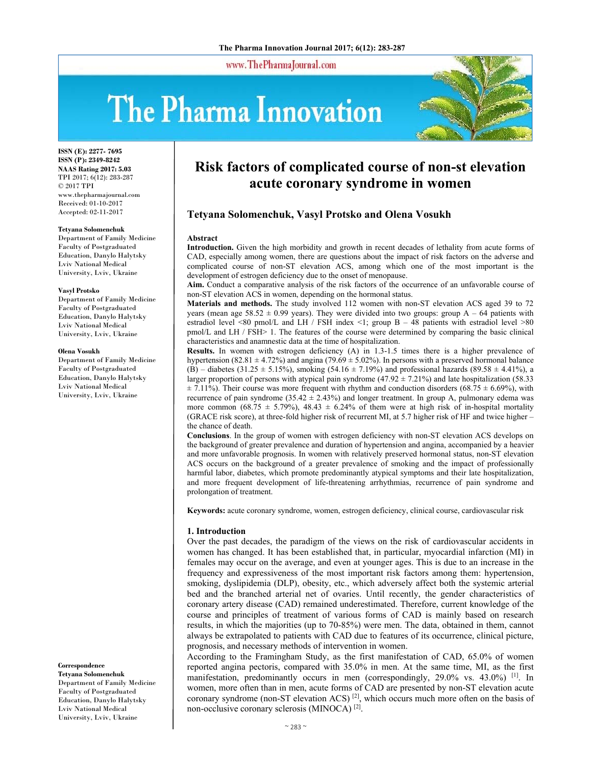# Risk factors of complicated course of non-st elevation acute coronary syndrome in women

**Tetyana Solomenchuk, Vasyl Protsko and Olena Vosukh**

ISSN (E): 2277- 7695
ISSN (P): 2349-8242
NAAS Rating 2017: 5.03
TPI 2017; 6(12): 283-287
© 2017 TPI
www.thepharmajournal.com
Received: 01-10-2017
Accepted: 02-11-2017

**Tetyana Solomenchuk**
Department of Family Medicine Faculty of Postgraduated Education, Danylo Halytsky Lviv National Medical University, Lviv, Ukraine

**Vasyl Protsko**
Department of Family Medicine Faculty of Postgraduated Education, Danylo Halytsky Lviv National Medical University, Lviv, Ukraine

**Olena Vosukh**
Department of Family Medicine Faculty of Postgraduated Education, Danylo Halytsky Lviv National Medical University, Lviv, Ukraine

**Correspondence**
**Tetyana Solomenchuk**
Department of Family Medicine Faculty of Postgraduated Education, Danylo Halytsky Lviv National Medical University, Lviv, Ukraine

## Abstract

**Introduction.** Given the high morbidity and growth in recent decades of lethality from acute forms of CAD, especially among women, there are questions about the impact of risk factors on the adverse and complicated course of non-ST elevation ACS, among which one of the most important is the development of estrogen deficiency due to the onset of menopause.

**Aim.** Conduct a comparative analysis of the risk factors of the occurrence of an unfavorable course of non-ST elevation ACS in women, depending on the hormonal status.

**Materials and methods.** The study involved 112 women with non-ST elevation ACS aged 39 to 72 years (mean age 58.52 ± 0.99 years). They were divided into two groups: group A – 64 patients with estradiol level <80 pmol/L and LH / FSH index <1; group B – 48 patients with estradiol level >80 pmol/L and LH / FSH> 1. The features of the course were determined by comparing the basic clinical characteristics and anamnestic data at the time of hospitalization.

**Results.** In women with estrogen deficiency (A) in 1.3-1.5 times there is a higher prevalence of hypertension (82.81 ± 4.72%) and angina (79.69 ± 5.02%). In persons with a preserved hormonal balance (B) – diabetes (31.25 ± 5.15%), smoking (54.16 ± 7.19%) and professional hazards (89.58 ± 4.41%), a larger proportion of persons with atypical pain syndrome (47.92 ± 7.21%) and late hospitalization (58.33 ± 7.11%). Their course was more frequent with rhythm and conduction disorders (68.75 ± 6.69%), with recurrence of pain syndrome (35.42 ± 2.43%) and longer treatment. In group A, pulmonary edema was more common (68.75 ± 5.79%), 48.43 ± 6.24% of them were at high risk of in-hospital mortality (GRACE risk score), at three-fold higher risk of recurrent MI, at 5.7 higher risk of HF and twice higher – the chance of death.

**Conclusions**. In the group of women with estrogen deficiency with non-ST elevation ACS develops on the background of greater prevalence and duration of hypertension and angina, accompanied by a heavier and more unfavorable prognosis. In women with relatively preserved hormonal status, non-ST elevation ACS occurs on the background of a greater prevalence of smoking and the impact of professionally harmful labor, diabetes, which promote predominantly atypical symptoms and their late hospitalization, and more frequent development of life-threatening arrhythmias, recurrence of pain syndrome and prolongation of treatment.

**Keywords:** acute coronary syndrome, women, estrogen deficiency, clinical course, cardiovascular risk

## 1. Introduction

Over the past decades, the paradigm of the views on the risk of cardiovascular accidents in women has changed. It has been established that, in particular, myocardial infarction (MI) in females may occur on the average, and even at younger ages. This is due to an increase in the frequency and expressiveness of the most important risk factors among them: hypertension, smoking, dyslipidemia (DLP), obesity, etc., which adversely affect both the systemic arterial bed and the branched arterial net of ovaries. Until recently, the gender characteristics of coronary artery disease (CAD) remained underestimated. Therefore, current knowledge of the course and principles of treatment of various forms of CAD is mainly based on research results, in which the majorities (up to 70-85%) were men. The data, obtained in them, cannot always be extrapolated to patients with CAD due to features of its occurrence, clinical picture, prognosis, and necessary methods of intervention in women.

According to the Framingham Study, as the first manifestation of CAD, 65.0% of women reported angina pectoris, compared with 35.0% in men. At the same time, MI, as the first manifestation, predominantly occurs in men (correspondingly, 29.0% vs. 43.0%) [1]. In women, more often than in men, acute forms of CAD are presented by non-ST elevation acute coronary syndrome (non-ST elevation ACS) [2], which occurs much more often on the basis of non-occlusive coronary sclerosis (MINOCA) [2].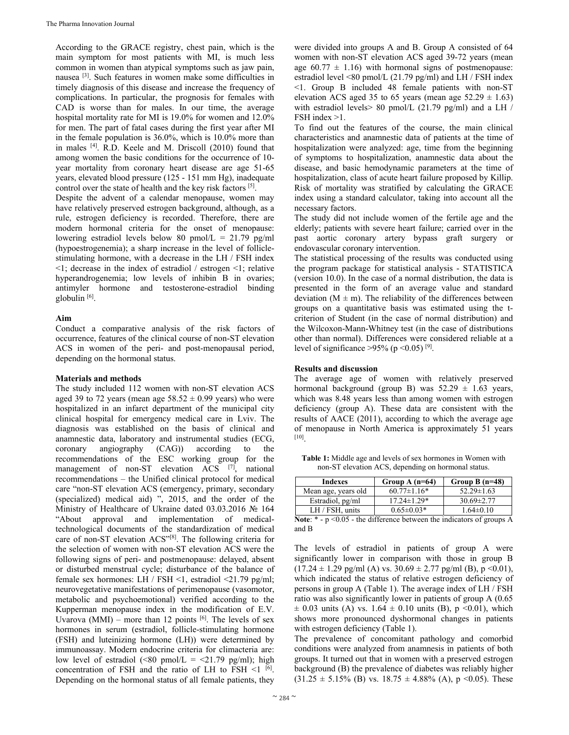According to the GRACE registry, chest pain, which is the main symptom for most patients with MI, is much less common in women than atypical symptoms such as jaw pain, nausea [3]. Such features in women make some difficulties in timely diagnosis of this disease and increase the frequency of complications. In particular, the prognosis for females with CAD is worse than for males. In our time, the average hospital mortality rate for MI is 19.0% for women and 12.0% for men. The part of fatal cases during the first year after MI in the female population is 36.0%, which is 10.0% more than in males [4]. R.D. Keele and M. Driscoll (2010) found that among women the basic conditions for the occurrence of 10-year mortality from coronary heart disease are age 51-65 years, elevated blood pressure (125 - 151 mm Hg), inadequate control over the state of health and the key risk factors [5].

Despite the advent of a calendar menopause, women may have relatively preserved estrogen background, although, as a rule, estrogen deficiency is recorded. Therefore, there are modern hormonal criteria for the onset of menopause: lowering estradiol levels below 80 pmol/L = 21.79 pg/ml (hypoestrogenemia); a sharp increase in the level of follicle-stimulating hormone, with a decrease in the LH / FSH index <1; decrease in the index of estradiol / estrogen <1; relative hyperandrogenemia; low levels of inhibin B in ovaries; antimyler hormone and testosterone-estradiol binding globulin [6].

## Aim

Conduct a comparative analysis of the risk factors of occurrence, features of the clinical course of non-ST elevation ACS in women of the peri- and post-menopausal period, depending on the hormonal status.

## Materials and methods

The study included 112 women with non-ST elevation ACS aged 39 to 72 years (mean age 58.52 ± 0.99 years) who were hospitalized in an infarct department of the municipal city clinical hospital for emergency medical care in Lviv. The diagnosis was established on the basis of clinical and anamnestic data, laboratory and instrumental studies (ECG, coronary angiography (CAG)) according to the recommendations of the ESC working group for the management of non-ST elevation ACS [7], national recommendations – the Unified clinical protocol for medical care "non-ST elevation ACS (emergency, primary, secondary (specialized) medical aid) ", 2015, and the order of the Ministry of Healthcare of Ukraine dated 03.03.2016 № 164 "About approval and implementation of medical-technological documents of the standardization of medical care of non-ST elevation ACS"[8]. The following criteria for the selection of women with non-ST elevation ACS were the following signs of peri- and postmenopause: delayed, absent or disturbed menstrual cycle; disturbance of the balance of female sex hormones: LH / FSH <1, estradiol <21.79 pg/ml; neurovegetative manifestations of perimenopause (vasomotor, metabolic and psychoemotional) verified according to the Kupperman menopause index in the modification of E.V. Uvarova (MMI) – more than 12 points [6]. The levels of sex hormones in serum (estradiol, follicle-stimulating hormone (FSH) and luteinizing hormone (LH)) were determined by immunoassay. Modern endocrine criteria for climacteria are: low level of estradiol (<80 pmol/L = <21.79 pg/ml); high concentration of FSH and the ratio of LH to FSH <1 [6]. Depending on the hormonal status of all female patients, they were divided into groups A and B. Group A consisted of 64 women with non-ST elevation ACS aged 39-72 years (mean age 60.77 ± 1.16) with hormonal signs of postmenopause: estradiol level <80 pmol/L (21.79 pg/ml) and LH / FSH index <1. Group B included 48 female patients with non-ST elevation ACS aged 35 to 65 years (mean age 52.29 ± 1.63) with estradiol levels> 80 pmol/L (21.79 pg/ml) and a LH / FSH index >1.

To find out the features of the course, the main clinical characteristics and anamnestic data of patients at the time of hospitalization were analyzed: age, time from the beginning of symptoms to hospitalization, anamnestic data about the disease, and basic hemodynamic parameters at the time of hospitalization, class of acute heart failure proposed by Killip. Risk of mortality was stratified by calculating the GRACE index using a standard calculator, taking into account all the necessary factors.

The study did not include women of the fertile age and the elderly; patients with severe heart failure; carried over in the past aortic coronary artery bypass graft surgery or endovascular coronary intervention.

The statistical processing of the results was conducted using the program package for statistical analysis - STATISTICA (version 10.0). In the case of a normal distribution, the data is presented in the form of an average value and standard deviation (M ± m). The reliability of the differences between groups on a quantitative basis was estimated using the t-criterion of Student (in the case of normal distribution) and the Wilcoxon-Mann-Whitney test (in the case of distributions other than normal). Differences were considered reliable at a level of significance >95% ($p < 0.05$) [9].

## Results and discussion

The average age of women with relatively preserved hormonal background (group B) was 52.29 ± 1.63 years, which was 8.48 years less than among women with estrogen deficiency (group A). These data are consistent with the results of AACE (2011), according to which the average age of menopause in North America is approximately 51 years [10].

**Table 1:** Middle age and levels of sex hormones in Women with non-ST elevation ACS, depending on hormonal status.

| Indexes | Group A (n=64) | Group B (n=48) |
|---|---|---|
| Mean age, years old | 60.77±1.16* | 52.29±1.63 |
| Estradiol, pg/ml | 17.24±1.29* | 30.69±2.77 |
| LH / FSH, units | 0.65±0.03* | 1.64±0.10 |

**Note**: * - $p < 0.05$ - the difference between the indicators of groups A and B

The levels of estradiol in patients of group A were significantly lower in comparison with those in group B (17.24 ± 1.29 pg/ml (A) vs. 30.69 ± 2.77 pg/ml (B), $p < 0.01$), which indicated the status of relative estrogen deficiency of persons in group A (Table 1). The average index of LH / FSH ratio was also significantly lower in patients of group A (0.65 ± 0.03 units (A) vs. 1.64 ± 0.10 units (B), $p < 0.01$), which shows more pronounced dyshormonal changes in patients with estrogen deficiency (Table 1).

The prevalence of concomitant pathology and comorbid conditions were analyzed from anamnesis in patients of both groups. It turned out that in women with a preserved estrogen background (B) the prevalence of diabetes was reliably higher (31.25 ± 5.15% (B) vs. 18.75 ± 4.88% (A), $p < 0.05$). These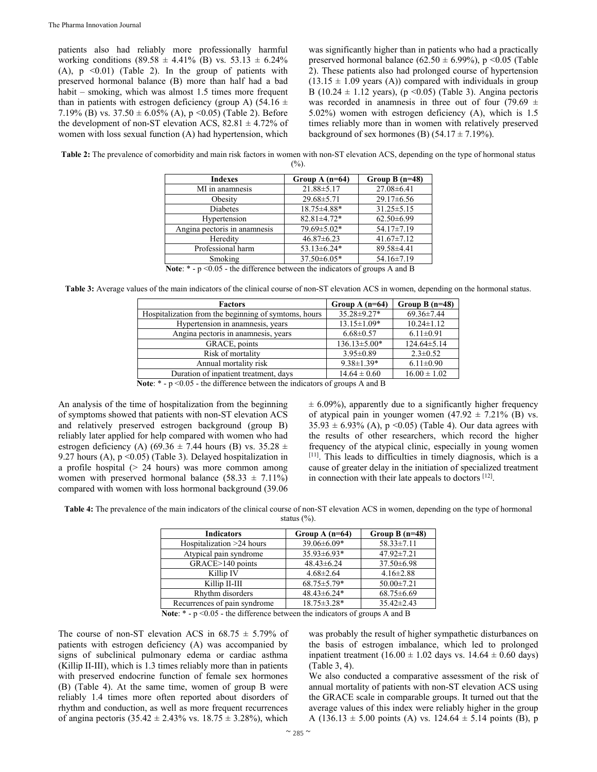patients also had reliably more professionally harmful working conditions (89.58 ± 4.41% (B) vs. 53.13 ± 6.24% (A), $p < 0.01$) (Table 2). In the group of patients with preserved hormonal balance (B) more than half had a bad habit – smoking, which was almost 1.5 times more frequent than in patients with estrogen deficiency (group A) (54.16 ± 7.19% (B) vs. 37.50 ± 6.05% (A), $p < 0.05$) (Table 2). Before the development of non-ST elevation ACS, 82.81 ± 4.72% of women with loss sexual function (A) had hypertension, which was significantly higher than in patients who had a practically preserved hormonal balance (62.50 ± 6.99%), $p < 0.05$ (Table 2). These patients also had prolonged course of hypertension (13.15 ± 1.09 years (A)) compared with individuals in group B (10.24 ± 1.12 years), ($p < 0.05$) (Table 3). Angina pectoris was recorded in anamnesis in three out of four (79.69 ± 5.02%) women with estrogen deficiency (A), which is 1.5 times reliably more than in women with relatively preserved background of sex hormones (B) (54.17 ± 7.19%).

**Table 2:** The prevalence of comorbidity and main risk factors in women with non-ST elevation ACS, depending on the type of hormonal status (%).

| Indexes | Group A (n=64) | Group B (n=48) |
|---|---|---|
| MI in anamnesis | 21.88±5.17 | 27.08±6.41 |
| Obesity | 29.68±5.71 | 29.17±6.56 |
| Diabetes | 18.75±4.88* | 31.25±5.15 |
| Hypertension | 82.81±4.72* | 62.50±6.99 |
| Angina pectoris in anamnesis | 79.69±5.02* | 54.17±7.19 |
| Heredity | 46.87±6.23 | 41.67±7.12 |
| Professional harm | 53.13±6.24* | 89.58±4.41 |
| Smoking | 37.50±6.05* | 54.16±7.19 |

**Note**: * - $p < 0.05$ - the difference between the indicators of groups A and B

**Table 3:** Average values of the main indicators of the clinical course of non-ST elevation ACS in women, depending on the hormonal status.

| Factors | Group A (n=64) | Group B (n=48) |
|---|---|---|
| Hospitalization from the beginning of symtoms, hours | 35.28±9.27* | 69.36±7.44 |
| Hypertension in anamnesis, years | 13.15±1.09* | 10.24±1.12 |
| Angina pectoris in anamnesis, years | 6.68±0.57 | 6.11±0.91 |
| GRACE, points | 136.13±5.00* | 124.64±5.14 |
| Risk of mortality | 3.95±0.89 | 2.3±0.52 |
| Annual mortality risk | 9.38±1.39* | 6.11±0.90 |
| Duration of inpatient treatment, days | 14.64 ± 0.60 | 16.00 ± 1.02 |

**Note**: * - $p < 0.05$ - the difference between the indicators of groups A and B

An analysis of the time of hospitalization from the beginning of symptoms showed that patients with non-ST elevation ACS and relatively preserved estrogen background (group B) reliably later applied for help compared with women who had estrogen deficiency (A) (69.36 ± 7.44 hours (B) vs. 35.28 ± 9.27 hours (A), $p < 0.05$) (Table 3). Delayed hospitalization in a profile hospital (> 24 hours) was more common among women with preserved hormonal balance (58.33 ± 7.11%) compared with women with loss hormonal background (39.06 ± 6.09%), apparently due to a significantly higher frequency of atypical pain in younger women (47.92 ± 7.21% (B) vs. 35.93 ± 6.93% (A), $p < 0.05$) (Table 4). Our data agrees with the results of other researchers, which record the higher frequency of the atypical clinic, especially in young women [11]. This leads to difficulties in timely diagnosis, which is a cause of greater delay in the initiation of specialized treatment in connection with their late appeals to doctors [12].

**Table 4:** The prevalence of the main indicators of the clinical course of non-ST elevation ACS in women, depending on the type of hormonal status (%).

| Indicators | Group A (n=64) | Group B (n=48) |
|---|---|---|
| Hospitalization >24 hours | 39.06±6.09* | 58.33±7.11 |
| Atypical pain syndrome | 35.93±6.93* | 47.92±7.21 |
| GRACE>140 points | 48.43±6.24 | 37.50±6.98 |
| Killip IV | 4.68±2.64 | 4.16±2.88 |
| Killip II-III | 68.75±5.79* | 50.00±7.21 |
| Rhythm disorders | 48.43±6.24* | 68.75±6.69 |
| Recurrences of pain syndrome | 18.75±3.28* | 35.42±2.43 |

**Note**: * - $p < 0.05$ - the difference between the indicators of groups A and B

The course of non-ST elevation ACS in 68.75 ± 5.79% of patients with estrogen deficiency (A) was accompanied by signs of subclinical pulmonary edema or cardiac asthma (Killip II-III), which is 1.3 times reliably more than in patients with preserved endocrine function of female sex hormones (B) (Table 4). At the same time, women of group B were reliably 1.4 times more often reported about disorders of rhythm and conduction, as well as more frequent recurrences of angina pectoris (35.42 ± 2.43% vs. 18.75 ± 3.28%), which was probably the result of higher sympathetic disturbances on the basis of estrogen imbalance, which led to prolonged inpatient treatment (16.00 ± 1.02 days vs. 14.64 ± 0.60 days) (Table 3, 4).

We also conducted a comparative assessment of the risk of annual mortality of patients with non-ST elevation ACS using the GRACE scale in comparable groups. It turned out that the average values of this index were reliably higher in the group A (136.13 ± 5.00 points (A) vs. 124.64 ± 5.14 points (B), p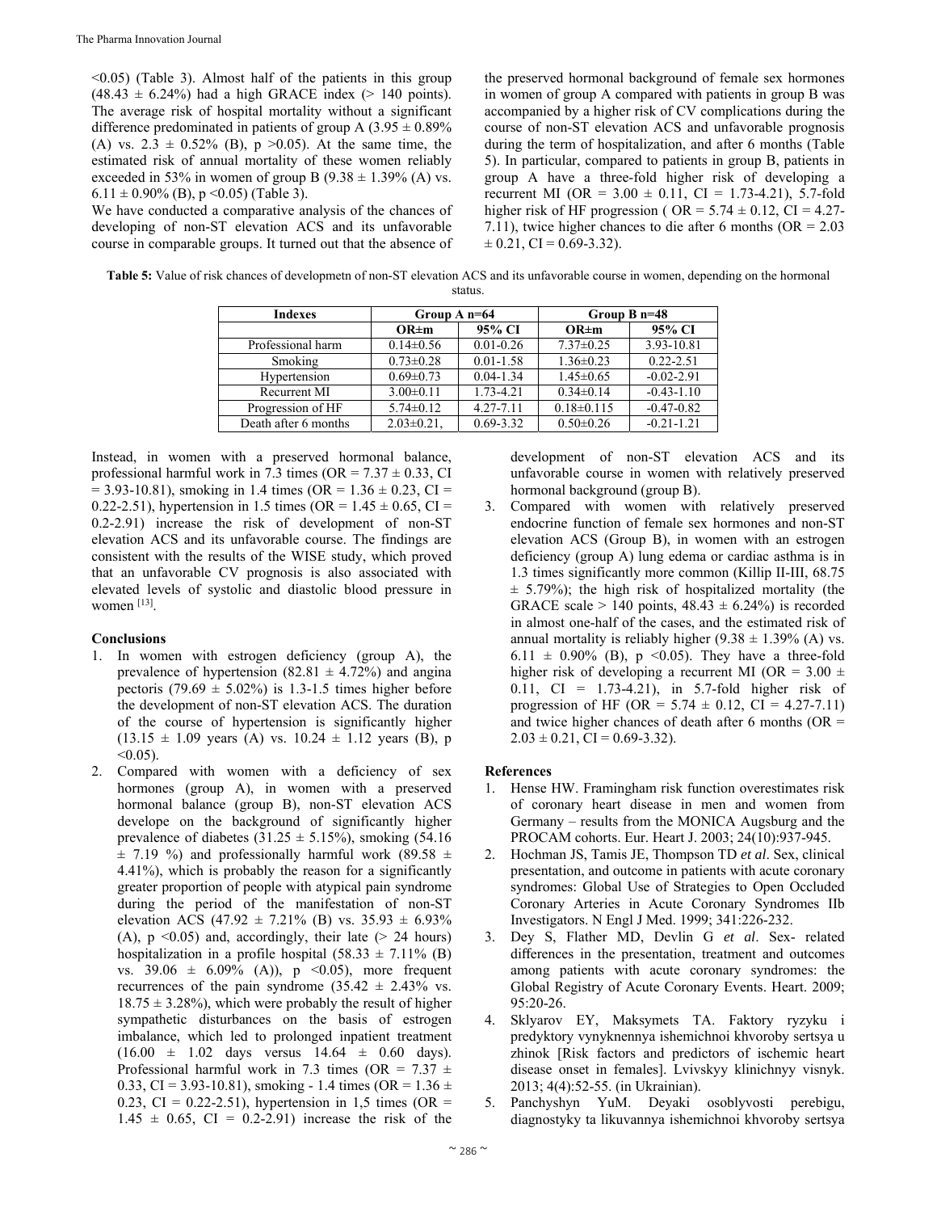<0.05) (Table 3). Almost half of the patients in this group (48.43 ± 6.24%) had a high GRACE index (> 140 points). The average risk of hospital mortality without a significant difference predominated in patients of group A (3.95 ± 0.89% (A) vs. 2.3 ± 0.52% (B), p >0.05). At the same time, the estimated risk of annual mortality of these women reliably exceeded in 53% in women of group B (9.38 ± 1.39% (A) vs. 6.11 ± 0.90% (B), p <0.05) (Table 3).

We have conducted a comparative analysis of the chances of developing of non-ST elevation ACS and its unfavorable course in comparable groups. It turned out that the absence of the preserved hormonal background of female sex hormones in women of group A compared with patients in group B was accompanied by a higher risk of CV complications during the course of non-ST elevation ACS and unfavorable prognosis during the term of hospitalization, and after 6 months (Table 5). In particular, compared to patients in group B, patients in group A have a three-fold higher risk of developing a recurrent MI (OR = 3.00 ± 0.11, CI = 1.73-4.21), 5.7-fold higher risk of HF progression ( OR = 5.74 ± 0.12, CI = 4.27-7.11), twice higher chances to die after 6 months (OR = 2.03 ± 0.21, CI = 0.69-3.32).

**Table 5:** Value of risk chances of developmetn of non-ST elevation ACS and its unfavorable course in women, depending on the hormonal status.

| Indexes | Group A n=64 | | Group B n=48 | |
|---|---|---|---|---|
| | OR±m | 95% CI | OR±m | 95% CI |
| Professional harm | 0.14±0.56 | 0.01-0.26 | 7.37±0.25 | 3.93-10.81 |
| Smoking | 0.73±0.28 | 0.01-1.58 | 1.36±0.23 | 0.22-2.51 |
| Hypertension | 0.69±0.73 | 0.04-1.34 | 1.45±0.65 | -0.02-2.91 |
| Recurrent MI | 3.00±0.11 | 1.73-4.21 | 0.34±0.14 | -0.43-1.10 |
| Progression of HF | 5.74±0.12 | 4.27-7.11 | 0.18±0.115 | -0.47-0.82 |
| Death after 6 months | 2.03±0.21, | 0.69-3.32 | 0.50±0.26 | -0.21-1.21 |

Instead, in women with a preserved hormonal balance, professional harmful work in 7.3 times (OR = 7.37 ± 0.33, CI = 3.93-10.81), smoking in 1.4 times (OR = 1.36 ± 0.23, CI = 0.22-2.51), hypertension in 1.5 times (OR = 1.45 ± 0.65, CI = 0.2-2.91) increase the risk of development of non-ST elevation ACS and its unfavorable course. The findings are consistent with the results of the WISE study, which proved that an unfavorable CV prognosis is also associated with elevated levels of systolic and diastolic blood pressure in women [13].

## Conclusions

1. In women with estrogen deficiency (group A), the prevalence of hypertension (82.81 ± 4.72%) and angina pectoris (79.69 ± 5.02%) is 1.3-1.5 times higher before the development of non-ST elevation ACS. The duration of the course of hypertension is significantly higher (13.15 ± 1.09 years (A) vs. 10.24 ± 1.12 years (B), p <0.05).
2. Compared with women with a deficiency of sex hormones (group A), in women with a preserved hormonal balance (group B), non-ST elevation ACS develope on the background of significantly higher prevalence of diabetes (31.25 ± 5.15%), smoking (54.16 ± 7.19 %) and professionally harmful work (89.58 ± 4.41%), which is probably the reason for a significantly greater proportion of people with atypical pain syndrome during the period of the manifestation of non-ST elevation ACS (47.92 ± 7.21% (B) vs. 35.93 ± 6.93% (A), p <0.05) and, accordingly, their late (> 24 hours) hospitalization in a profile hospital (58.33 ± 7.11% (B) vs. 39.06 ± 6.09% (A)), p <0.05), more frequent recurrences of the pain syndrome (35.42 ± 2.43% vs. 18.75 ± 3.28%), which were probably the result of higher sympathetic disturbances on the basis of estrogen imbalance, which led to prolonged inpatient treatment (16.00 ± 1.02 days versus 14.64 ± 0.60 days). Professional harmful work in 7.3 times (OR = 7.37 ± 0.33, CI = 3.93-10.81), smoking - 1.4 times (OR = 1.36 ± 0.23, CI = 0.22-2.51), hypertension in 1,5 times (OR = 1.45 ± 0.65, CI = 0.2-2.91) increase the risk of the development of non-ST elevation ACS and its unfavorable course in women with relatively preserved hormonal background (group B).
3. Compared with women with relatively preserved endocrine function of female sex hormones and non-ST elevation ACS (Group B), in women with an estrogen deficiency (group A) lung edema or cardiac asthma is in 1.3 times significantly more common (Killip II-III, 68.75 ± 5.79%); the high risk of hospitalized mortality (the GRACE scale > 140 points, 48.43 ± 6.24%) is recorded in almost one-half of the cases, and the estimated risk of annual mortality is reliably higher (9.38 ± 1.39% (A) vs. 6.11 ± 0.90% (B), p <0.05). They have a three-fold higher risk of developing a recurrent MI (OR = 3.00 ± 0.11, CI = 1.73-4.21), in 5.7-fold higher risk of progression of HF (OR = 5.74 ± 0.12, CI = 4.27-7.11) and twice higher chances of death after 6 months (OR = 2.03 ± 0.21, CI = 0.69-3.32).

## References

1. Hense HW. Framingham risk function overestimates risk of coronary heart disease in men and women from Germany – results from the MONICA Augsburg and the PROCAM cohorts. Eur. Heart J. 2003; 24(10):937-945.
2. Hochman JS, Tamis JE, Thompson TD *et al*. Sex, clinical presentation, and outcome in patients with acute coronary syndromes: Global Use of Strategies to Open Occluded Coronary Arteries in Acute Coronary Syndromes IIb Investigators. N Engl J Med. 1999; 341:226-232.
3. Dey S, Flather MD, Devlin G *et al*. Sex- related differences in the presentation, treatment and outcomes among patients with acute coronary syndromes: the Global Registry of Acute Coronary Events. Heart. 2009; 95:20-26.
4. Sklyarov EY, Maksymets TA. Faktory ryzyku i predyktory vynyknennya ishemichnoi khvoroby sertsya u zhinok [Risk factors and predictors of ischemic heart disease onset in females]. Lvivskyy klinichnyy visnyk. 2013; 4(4):52-55. (in Ukrainian).
5. Panchyshyn YuM. Deyaki osoblyvosti perebigu, diagnostyky ta likuvannya ishemichnoi khvoroby sertsya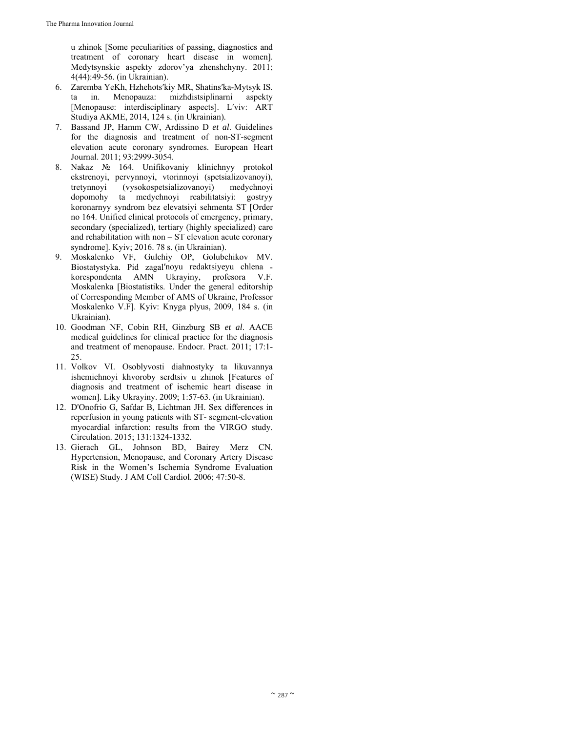u zhinok [Some peculiarities of passing, diagnostics and treatment of coronary heart disease in women]. Medytsynskie aspekty zdorov'ya zhenshchyny. 2011; 4(44):49-56. (in Ukrainian).

6. Zaremba YeKh, Hzhehots′kiy MR, Shatins′ka-Mytsyk IS. ta in. Menopauza: mizhdistsiplinarni aspekty [Menopause: interdisciplinary aspects]. L′viv: ART Studiya AKME, 2014, 124 s. (in Ukrainian).
7. Bassand JP, Hamm CW, Ardissino D *et al*. Guidelines for the diagnosis and treatment of non-ST-segment elevation acute coronary syndromes. European Heart Journal. 2011; 93:2999-3054.
8. Nakaz № 164. Unifikovaniy klinichnyy protokol ekstrenoyi, pervynnoyi, vtorinnoyi (spetsializovanoyi), tretynnoyi (vysokospetsializovanoyi) medychnoyi dopomohy ta medychnoyi reabilitatsiyi: gostryy koronarnyy syndrom bez elevatsiyi sehmenta ST [Order no 164. Unified clinical protocols of emergency, primary, secondary (specialized), tertiary (highly specialized) care and rehabilitation with non – ST elevation acute coronary syndrome]. Kyiv; 2016. 78 s. (in Ukrainian).
9. Moskalenko VF, Gulchiy OP, Golubchikov MV. Biostatystyka. Pid zagal′noyu redaktsiyeyu chlena - korespondenta AMN Ukrayiny, profesora V.F. Moskalenka [Biostatistiks. Under the general editorship of Corresponding Member of AMS of Ukraine, Professor Moskalenko V.F]. Kyiv: Knyga plyus, 2009, 184 s. (in Ukrainian).
10. Goodman NF, Cobin RH, Ginzburg SB *et al*. AACE medical guidelines for clinical practice for the diagnosis and treatment of menopause. Endocr. Pract. 2011; 17:1-25.
11. Volkov VI. Osoblyvosti diahnostyky ta likuvannya ishemichnoyi khvoroby serdtsiv u zhinok [Features of diagnosis and treatment of ischemic heart disease in women]. Liky Ukrayiny. 2009; 1:57-63. (in Ukrainian).
12. D'Onofrio G, Safdar B, Lichtman JH. Sex differences in reperfusion in young patients with ST- segment-elevation myocardial infarction: results from the VIRGO study. Circulation. 2015; 131:1324-1332.
13. Gierach GL, Johnson BD, Bairey Merz CN. Hypertension, Menopause, and Coronary Artery Disease Risk in the Women's Ischemia Syndrome Evaluation (WISE) Study. J AM Coll Cardiol. 2006; 47:50-8.